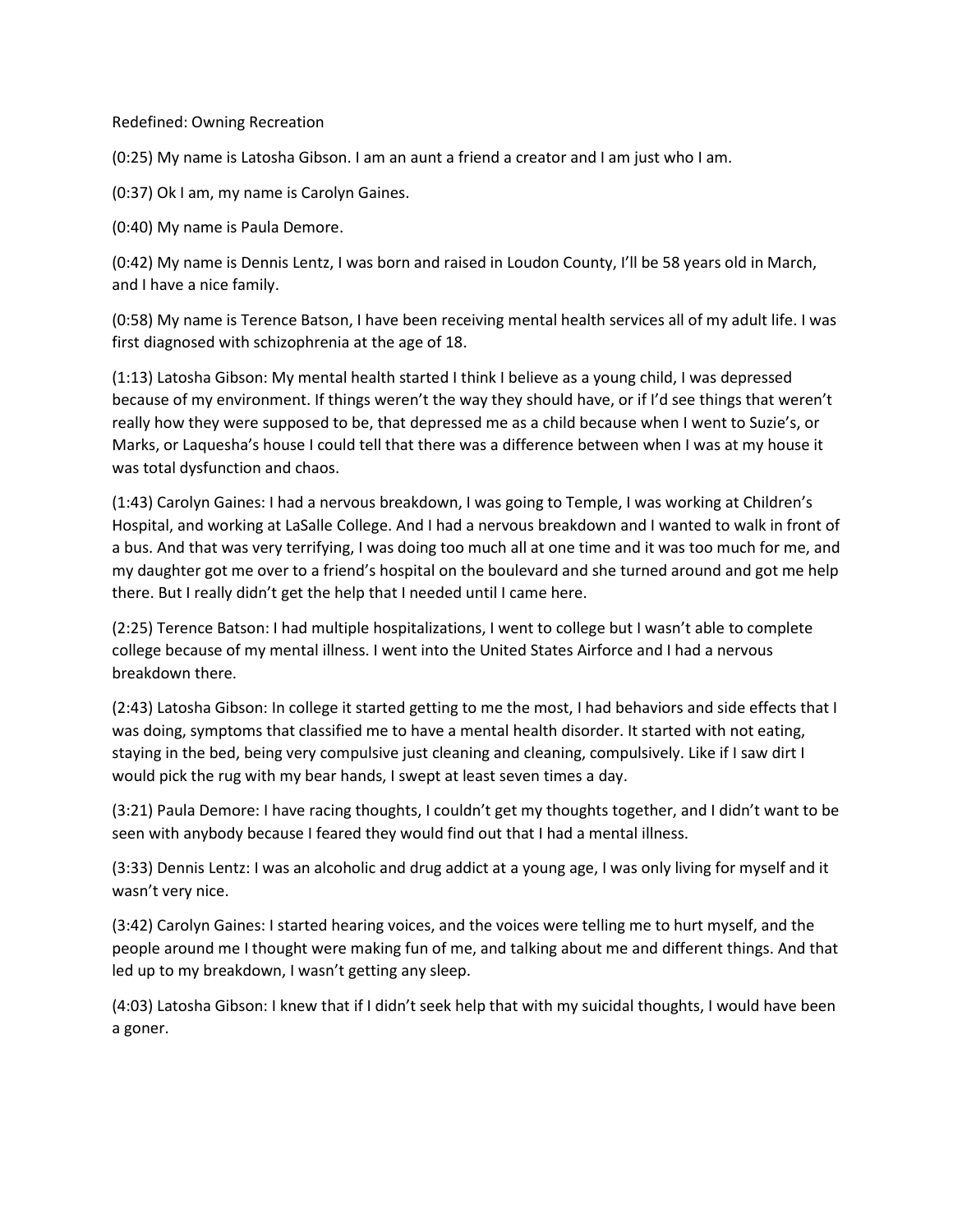Redefined: Owning Recreation

(0:25) My name is Latosha Gibson. I am an aunt a friend a creator and I am just who I am.

(0:37) Ok I am, my name is Carolyn Gaines.

(0:40) My name is Paula Demore.

(0:42) My name is Dennis Lentz, I was born and raised in Loudon County, I'll be 58 years old in March, and I have a nice family.

(0:58) My name is Terence Batson, I have been receiving mental health services all of my adult life. I was first diagnosed with schizophrenia at the age of 18.

(1:13) Latosha Gibson: My mental health started I think I believe as a young child, I was depressed because of my environment. If things weren't the way they should have, or if I'd see things that weren't really how they were supposed to be, that depressed me as a child because when I went to Suzie's, or Marks, or Laquesha's house I could tell that there was a difference between when I was at my house it was total dysfunction and chaos.

(1:43) Carolyn Gaines: I had a nervous breakdown, I was going to Temple, I was working at Children's Hospital, and working at LaSalle College. And I had a nervous breakdown and I wanted to walk in front of a bus. And that was very terrifying, I was doing too much all at one time and it was too much for me, and my daughter got me over to a friend's hospital on the boulevard and she turned around and got me help there. But I really didn't get the help that I needed until I came here.

(2:25) Terence Batson: I had multiple hospitalizations, I went to college but I wasn't able to complete college because of my mental illness. I went into the United States Airforce and I had a nervous breakdown there.

(2:43) Latosha Gibson: In college it started getting to me the most, I had behaviors and side effects that I was doing, symptoms that classified me to have a mental health disorder. It started with not eating, staying in the bed, being very compulsive just cleaning and cleaning, compulsively. Like if I saw dirt I would pick the rug with my bear hands, I swept at least seven times a day.

(3:21) Paula Demore: I have racing thoughts, I couldn't get my thoughts together, and I didn't want to be seen with anybody because I feared they would find out that I had a mental illness.

(3:33) Dennis Lentz: I was an alcoholic and drug addict at a young age, I was only living for myself and it wasn't very nice.

(3:42) Carolyn Gaines: I started hearing voices, and the voices were telling me to hurt myself, and the people around me I thought were making fun of me, and talking about me and different things. And that led up to my breakdown, I wasn't getting any sleep.

(4:03) Latosha Gibson: I knew that if I didn't seek help that with my suicidal thoughts, I would have been a goner.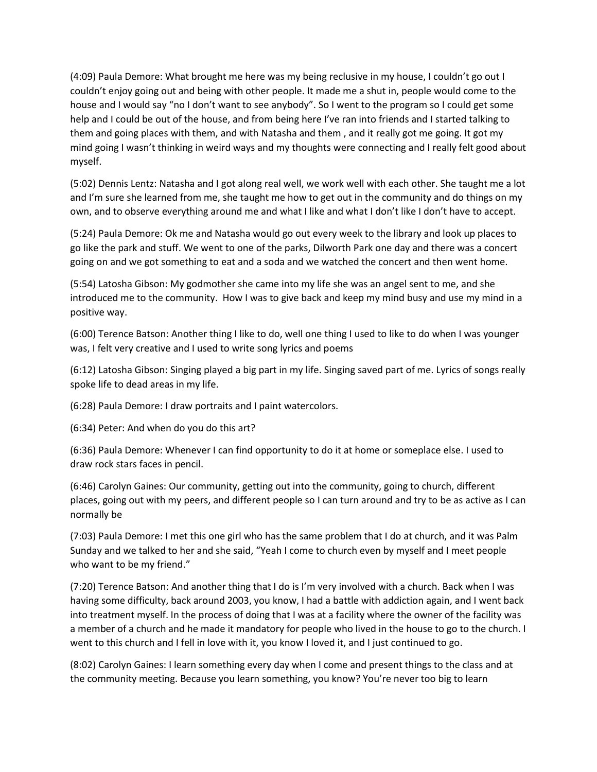(4:09) Paula Demore: What brought me here was my being reclusive in my house, I couldn't go out I couldn't enjoy going out and being with other people. It made me a shut in, people would come to the house and I would say "no I don't want to see anybody". So I went to the program so I could get some help and I could be out of the house, and from being here I've ran into friends and I started talking to them and going places with them, and with Natasha and them , and it really got me going. It got my mind going I wasn't thinking in weird ways and my thoughts were connecting and I really felt good about myself.

(5:02) Dennis Lentz: Natasha and I got along real well, we work well with each other. She taught me a lot and I'm sure she learned from me, she taught me how to get out in the community and do things on my own, and to observe everything around me and what I like and what I don't like I don't have to accept.

(5:24) Paula Demore: Ok me and Natasha would go out every week to the library and look up places to go like the park and stuff. We went to one of the parks, Dilworth Park one day and there was a concert going on and we got something to eat and a soda and we watched the concert and then went home.

(5:54) Latosha Gibson: My godmother she came into my life she was an angel sent to me, and she introduced me to the community. How I was to give back and keep my mind busy and use my mind in a positive way.

(6:00) Terence Batson: Another thing I like to do, well one thing I used to like to do when I was younger was, I felt very creative and I used to write song lyrics and poems

(6:12) Latosha Gibson: Singing played a big part in my life. Singing saved part of me. Lyrics of songs really spoke life to dead areas in my life.

(6:28) Paula Demore: I draw portraits and I paint watercolors.

(6:34) Peter: And when do you do this art?

(6:36) Paula Demore: Whenever I can find opportunity to do it at home or someplace else. I used to draw rock stars faces in pencil.

(6:46) Carolyn Gaines: Our community, getting out into the community, going to church, different places, going out with my peers, and different people so I can turn around and try to be as active as I can normally be

(7:03) Paula Demore: I met this one girl who has the same problem that I do at church, and it was Palm Sunday and we talked to her and she said, "Yeah I come to church even by myself and I meet people who want to be my friend."

(7:20) Terence Batson: And another thing that I do is I'm very involved with a church. Back when I was having some difficulty, back around 2003, you know, I had a battle with addiction again, and I went back into treatment myself. In the process of doing that I was at a facility where the owner of the facility was a member of a church and he made it mandatory for people who lived in the house to go to the church. I went to this church and I fell in love with it, you know I loved it, and I just continued to go.

(8:02) Carolyn Gaines: I learn something every day when I come and present things to the class and at the community meeting. Because you learn something, you know? You're never too big to learn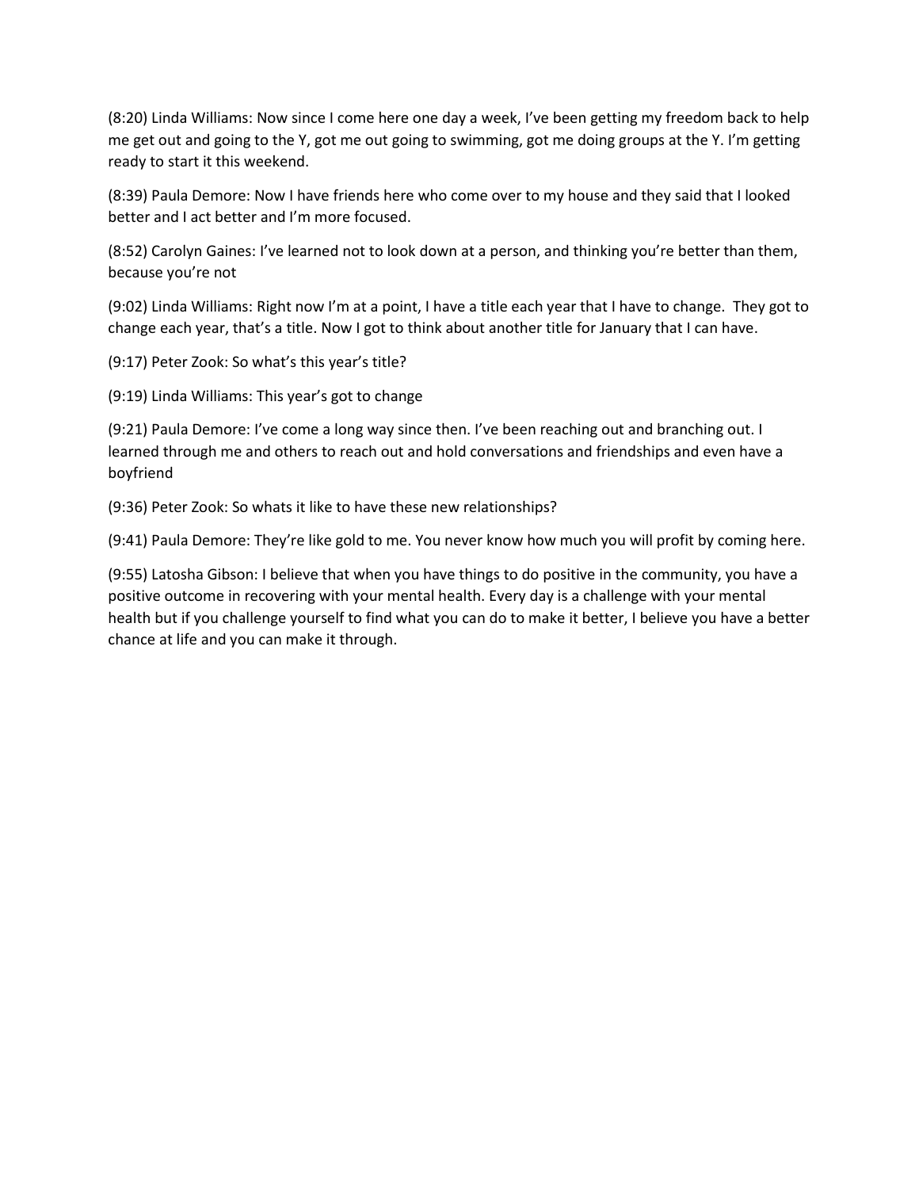(8:20) Linda Williams: Now since I come here one day a week, I've been getting my freedom back to help me get out and going to the Y, got me out going to swimming, got me doing groups at the Y. I'm getting ready to start it this weekend.

(8:39) Paula Demore: Now I have friends here who come over to my house and they said that I looked better and I act better and I'm more focused.

(8:52) Carolyn Gaines: I've learned not to look down at a person, and thinking you're better than them, because you're not

(9:02) Linda Williams: Right now I'm at a point, I have a title each year that I have to change. They got to change each year, that's a title. Now I got to think about another title for January that I can have.

(9:17) Peter Zook: So what's this year's title?

(9:19) Linda Williams: This year's got to change

(9:21) Paula Demore: I've come a long way since then. I've been reaching out and branching out. I learned through me and others to reach out and hold conversations and friendships and even have a boyfriend

(9:36) Peter Zook: So whats it like to have these new relationships?

(9:41) Paula Demore: They're like gold to me. You never know how much you will profit by coming here.

(9:55) Latosha Gibson: I believe that when you have things to do positive in the community, you have a positive outcome in recovering with your mental health. Every day is a challenge with your mental health but if you challenge yourself to find what you can do to make it better, I believe you have a better chance at life and you can make it through.